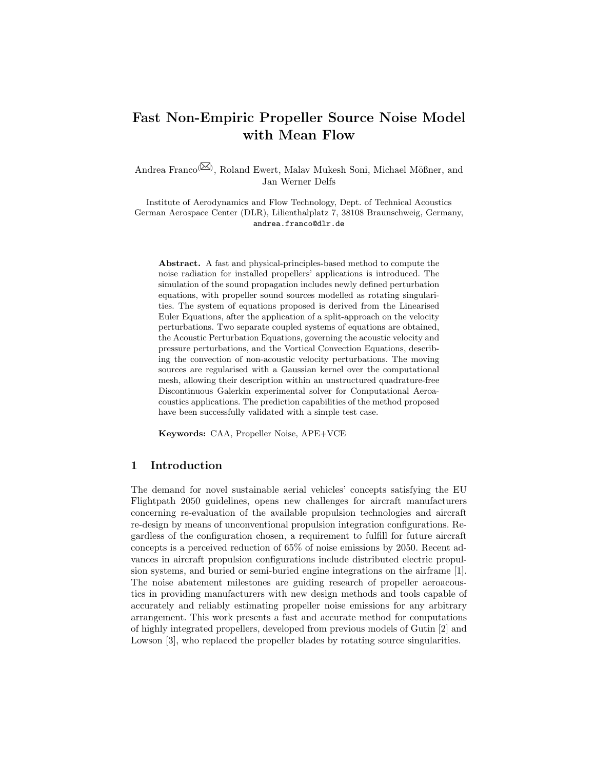# Fast Non-Empiric Propeller Source Noise Model with Mean Flow

Andrea Franco(✉), Roland Ewert, Malav Mukesh Soni, Michael Mößner, and Jan Werner Delfs

Institute of Aerodynamics and Flow Technology, Dept. of Technical Acoustics
German Aerospace Center (DLR), Lilienthalplatz 7, 38108 Braunschweig, Germany,
andrea.franco@dlr.de

**Abstract.** A fast and physical-principles-based method to compute the noise radiation for installed propellers' applications is introduced. The simulation of the sound propagation includes newly defined perturbation equations, with propeller sound sources modelled as rotating singularities. The system of equations proposed is derived from the Linearised Euler Equations, after the application of a split-approach on the velocity perturbations. Two separate coupled systems of equations are obtained, the Acoustic Perturbation Equations, governing the acoustic velocity and pressure perturbations, and the Vortical Convection Equations, describing the convection of non-acoustic velocity perturbations. The moving sources are regularised with a Gaussian kernel over the computational mesh, allowing their description within an unstructured quadrature-free Discontinuous Galerkin experimental solver for Computational Aeroacoustics applications. The prediction capabilities of the method proposed have been successfully validated with a simple test case.

**Keywords:** CAA, Propeller Noise, APE+VCE

## 1 Introduction

The demand for novel sustainable aerial vehicles' concepts satisfying the EU Flightpath 2050 guidelines, opens new challenges for aircraft manufacturers concerning re-evaluation of the available propulsion technologies and aircraft re-design by means of unconventional propulsion integration configurations. Regardless of the configuration chosen, a requirement to fulfill for future aircraft concepts is a perceived reduction of 65% of noise emissions by 2050. Recent advances in aircraft propulsion configurations include distributed electric propulsion systems, and buried or semi-buried engine integrations on the airframe [1]. The noise abatement milestones are guiding research of propeller aeroacoustics in providing manufacturers with new design methods and tools capable of accurately and reliably estimating propeller noise emissions for any arbitrary arrangement. This work presents a fast and accurate method for computations of highly integrated propellers, developed from previous models of Gutin [2] and Lowson [3], who replaced the propeller blades by rotating source singularities.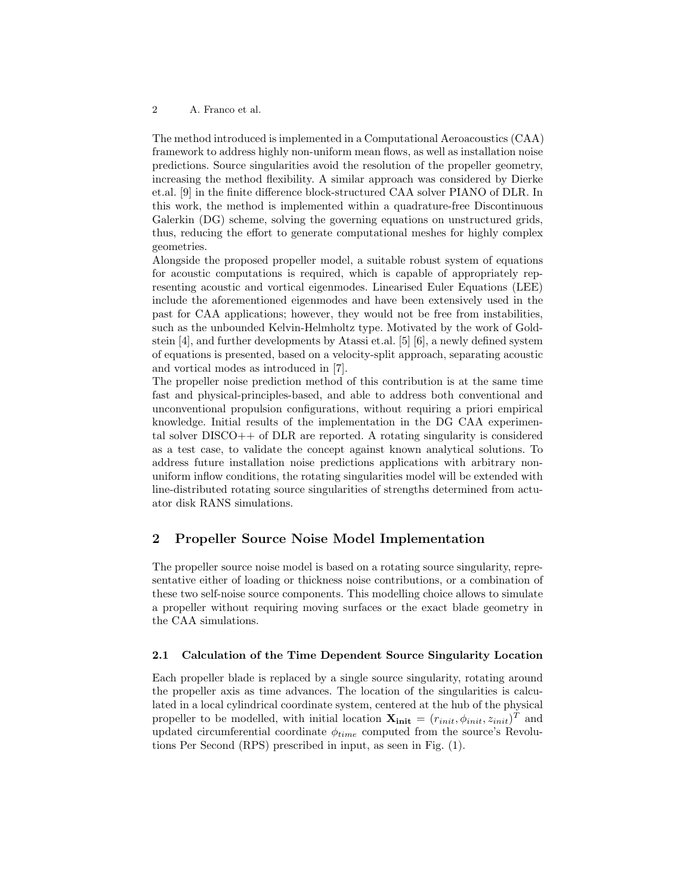The method introduced is implemented in a Computational Aeroacoustics (CAA) framework to address highly non-uniform mean flows, as well as installation noise predictions. Source singularities avoid the resolution of the propeller geometry, increasing the method flexibility. A similar approach was considered by Dierke et.al. [9] in the finite difference block-structured CAA solver PIANO of DLR. In this work, the method is implemented within a quadrature-free Discontinuous Galerkin (DG) scheme, solving the governing equations on unstructured grids, thus, reducing the effort to generate computational meshes for highly complex geometries.

Alongside the proposed propeller model, a suitable robust system of equations for acoustic computations is required, which is capable of appropriately representing acoustic and vortical eigenmodes. Linearised Euler Equations (LEE) include the aforementioned eigenmodes and have been extensively used in the past for CAA applications; however, they would not be free from instabilities, such as the unbounded Kelvin-Helmholtz type. Motivated by the work of Goldstein [4], and further developments by Atassi et.al. [5] [6], a newly defined system of equations is presented, based on a velocity-split approach, separating acoustic and vortical modes as introduced in [7].

The propeller noise prediction method of this contribution is at the same time fast and physical-principles-based, and able to address both conventional and unconventional propulsion configurations, without requiring a priori empirical knowledge. Initial results of the implementation in the DG CAA experimental solver DISCO++ of DLR are reported. A rotating singularity is considered as a test case, to validate the concept against known analytical solutions. To address future installation noise predictions applications with arbitrary non-uniform inflow conditions, the rotating singularities model will be extended with line-distributed rotating source singularities of strengths determined from actuator disk RANS simulations.

## 2 Propeller Source Noise Model Implementation

The propeller source noise model is based on a rotating source singularity, representative either of loading or thickness noise contributions, or a combination of these two self-noise source components. This modelling choice allows to simulate a propeller without requiring moving surfaces or the exact blade geometry in the CAA simulations.

### 2.1 Calculation of the Time Dependent Source Singularity Location

Each propeller blade is replaced by a single source singularity, rotating around the propeller axis as time advances. The location of the singularities is calculated in a local cylindrical coordinate system, centered at the hub of the physical propeller to be modelled, with initial location $\mathbf{X_{init}} = (r_{init}, \phi_{init}, z_{init})^T$ and updated circumferential coordinate $\phi_{time}$ computed from the source's Revolutions Per Second (RPS) prescribed in input, as seen in Fig. (1).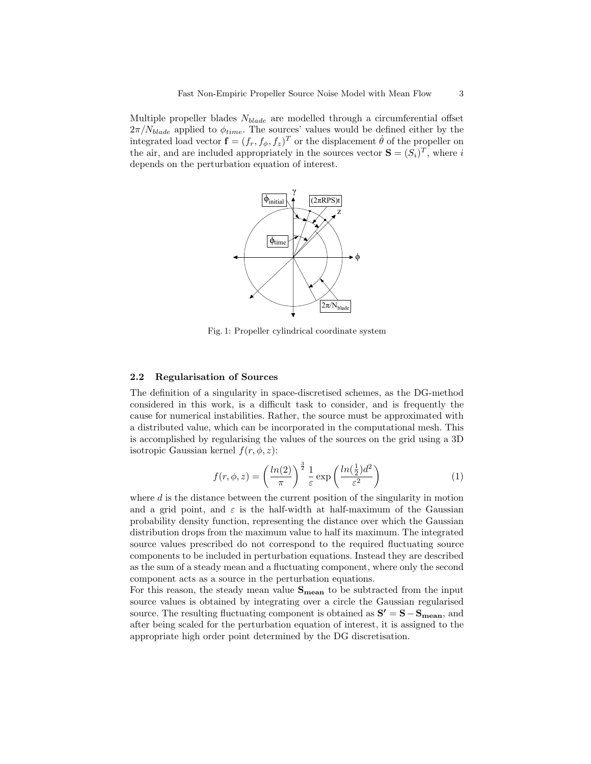Multiple propeller blades $N_{blade}$ are modelled through a circumferential offset $2\pi/N_{blade}$ applied to $\phi_{time}$. The sources' values would be defined either by the integrated load vector $\mathbf{f} = (f_r, f_\phi, f_z)^T$ or the displacement $\dot{\theta}$ of the propeller on the air, and are included appropriately in the sources vector $\mathbf{S} = (S_i)^T$, where $i$ depends on the perturbation equation of interest.

Fig. 1: Propeller cylindrical coordinate system

### 2.2 Regularisation of Sources

The definition of a singularity in space-discretised schemes, as the DG-method considered in this work, is a difficult task to consider, and is frequently the cause for numerical instabilities. Rather, the source must be approximated with a distributed value, which can be incorporated in the computational mesh. This is accomplished by regularising the values of the sources on the grid using a 3D isotropic Gaussian kernel $f(r, \phi, z)$:

$$f(r, \phi, z) = \left(\frac{ln(2)}{\pi}\right)^{\frac{3}{2}} \frac{1}{\varepsilon} \exp\left(\frac{ln(\frac{1}{2})d^2}{\varepsilon^2}\right) \tag{1}$$

where $d$ is the distance between the current position of the singularity in motion and a grid point, and $\varepsilon$ is the half-width at half-maximum of the Gaussian probability density function, representing the distance over which the Gaussian distribution drops from the maximum value to half its maximum. The integrated source values prescribed do not correspond to the required fluctuating source components to be included in perturbation equations. Instead they are described as the sum of a steady mean and a fluctuating component, where only the second component acts as a source in the perturbation equations.

For this reason, the steady mean value $\mathbf{S_{mean}}$ to be subtracted from the input source values is obtained by integrating over a circle the Gaussian regularised source. The resulting fluctuating component is obtained as $\mathbf{S'} = \mathbf{S} - \mathbf{S_{mean}}$, and after being scaled for the perturbation equation of interest, it is assigned to the appropriate high order point determined by the DG discretisation.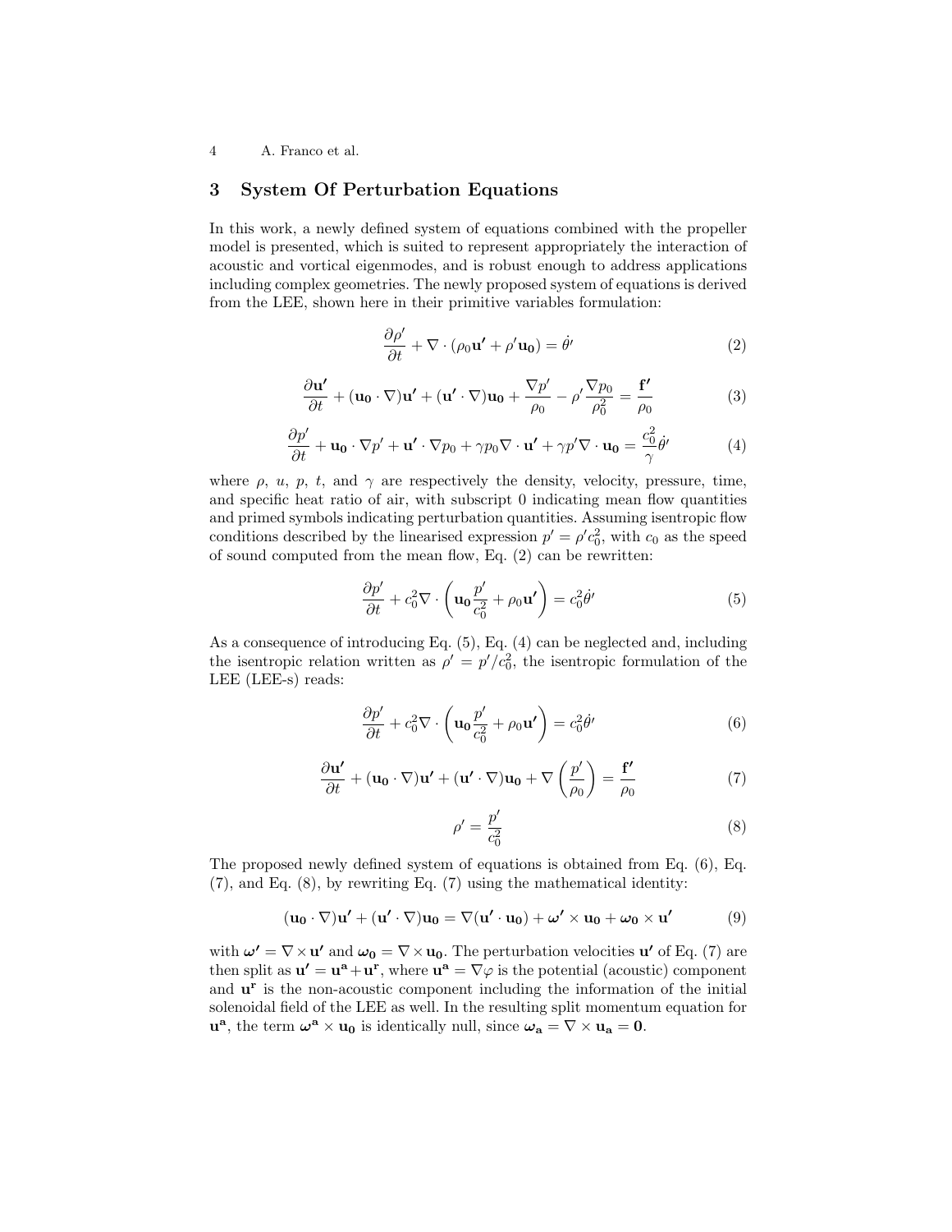## 3 System Of Perturbation Equations

In this work, a newly defined system of equations combined with the propeller model is presented, which is suited to represent appropriately the interaction of acoustic and vortical eigenmodes, and is robust enough to address applications including complex geometries. The newly proposed system of equations is derived from the LEE, shown here in their primitive variables formulation:

$$\frac{\partial \rho'}{\partial t} + \nabla \cdot (\rho_0 \mathbf{u'} + \rho' \mathbf{u_0}) = \dot{\theta}' \tag{2}$$

$$\frac{\partial \mathbf{u'}}{\partial t} + (\mathbf{u_0} \cdot \nabla)\mathbf{u'} + (\mathbf{u'} \cdot \nabla)\mathbf{u_0} + \frac{\nabla p'}{\rho_0} - \rho' \frac{\nabla p_0}{\rho_0^2} = \frac{\mathbf{f'}}{\rho_0} \tag{3}$$

$$\frac{\partial p'}{\partial t} + \mathbf{u_0} \cdot \nabla p' + \mathbf{u'} \cdot \nabla p_0 + \gamma p_0 \nabla \cdot \mathbf{u'} + \gamma p' \nabla \cdot \mathbf{u_0} = \frac{c_0^2}{\gamma} \dot{\theta}' \tag{4}$$

where $\rho$, $u$, $p$, $t$, and $\gamma$ are respectively the density, velocity, pressure, time, and specific heat ratio of air, with subscript 0 indicating mean flow quantities and primed symbols indicating perturbation quantities. Assuming isentropic flow conditions described by the linearised expression $p' = \rho' c_0^2$, with $c_0$ as the speed of sound computed from the mean flow, Eq. (2) can be rewritten:

$$\frac{\partial p'}{\partial t} + c_0^2 \nabla \cdot \left( \mathbf{u_0} \frac{p'}{c_0^2} + \rho_0 \mathbf{u'} \right) = c_0^2 \dot{\theta}' \tag{5}$$

As a consequence of introducing Eq. (5), Eq. (4) can be neglected and, including the isentropic relation written as $\rho' = p'/c_0^2$, the isentropic formulation of the LEE (LEE-s) reads:

$$\frac{\partial p'}{\partial t} + c_0^2 \nabla \cdot \left( \mathbf{u_0} \frac{p'}{c_0^2} + \rho_0 \mathbf{u'} \right) = c_0^2 \dot{\theta}' \tag{6}$$

$$\frac{\partial \mathbf{u'}}{\partial t} + (\mathbf{u_0} \cdot \nabla)\mathbf{u'} + (\mathbf{u'} \cdot \nabla)\mathbf{u_0} + \nabla \left( \frac{p'}{\rho_0} \right) = \frac{\mathbf{f'}}{\rho_0} \tag{7}$$

$$\rho' = \frac{p'}{c_0^2} \tag{8}$$

The proposed newly defined system of equations is obtained from Eq. (6), Eq. (7), and Eq. (8), by rewriting Eq. (7) using the mathematical identity:

$$(\mathbf{u_0} \cdot \nabla)\mathbf{u'} + (\mathbf{u'} \cdot \nabla)\mathbf{u_0} = \nabla(\mathbf{u'} \cdot \mathbf{u_0}) + \boldsymbol{\omega'} \times \mathbf{u_0} + \boldsymbol{\omega_0} \times \mathbf{u'} \tag{9}$$

with $\boldsymbol{\omega'} = \nabla \times \mathbf{u'}$ and $\boldsymbol{\omega_0} = \nabla \times \mathbf{u_0}$. The perturbation velocities $\mathbf{u'}$ of Eq. (7) are then split as $\mathbf{u'} = \mathbf{u^a} + \mathbf{u^r}$, where $\mathbf{u^a} = \nabla \varphi$ is the potential (acoustic) component and $\mathbf{u^r}$ is the non-acoustic component including the information of the initial solenoidal field of the LEE as well. In the resulting split momentum equation for $\mathbf{u^a}$, the term $\boldsymbol{\omega^a} \times \mathbf{u_0}$ is identically null, since $\boldsymbol{\omega_a} = \nabla \times \mathbf{u_a} = \mathbf{0}$.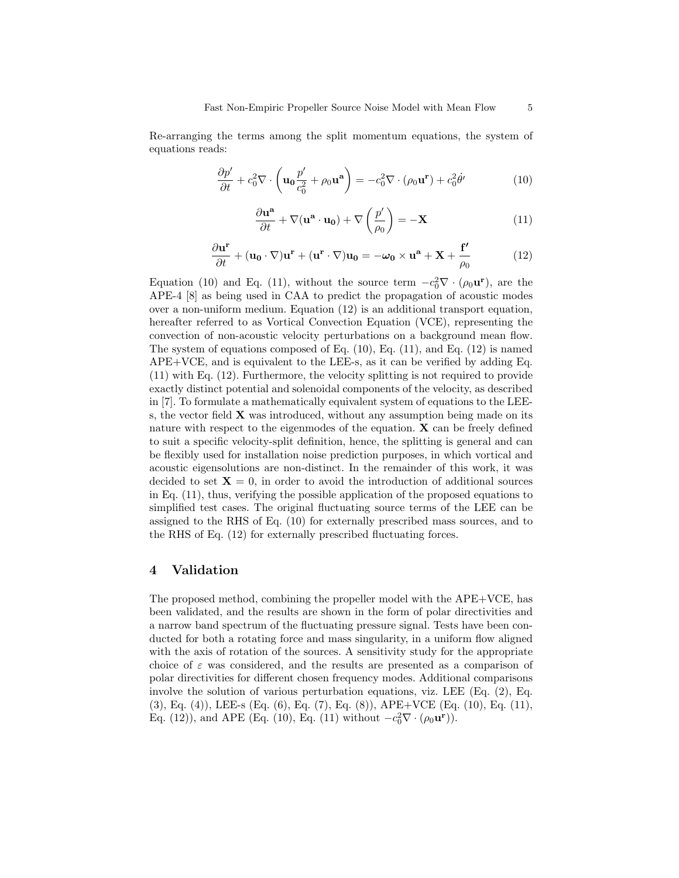Re-arranging the terms among the split momentum equations, the system of equations reads:

$$\frac{\partial p'}{\partial t} + c_0^2 \nabla \cdot \left( \mathbf{u_0} \frac{p'}{c_0^2} + \rho_0 \mathbf{u^a} \right) = -c_0^2 \nabla \cdot (\rho_0 \mathbf{u^r}) + c_0^2 \dot{\theta}' \tag{10}$$

$$\frac{\partial \mathbf{u^a}}{\partial t} + \nabla(\mathbf{u^a} \cdot \mathbf{u_0}) + \nabla \left( \frac{p'}{\rho_0} \right) = -\mathbf{X} \tag{11}$$

$$\frac{\partial \mathbf{u^r}}{\partial t} + (\mathbf{u_0} \cdot \nabla)\mathbf{u^r} + (\mathbf{u^r} \cdot \nabla)\mathbf{u_0} = -\boldsymbol{\omega_0} \times \mathbf{u^a} + \mathbf{X} + \frac{\mathbf{f'}}{\rho_0} \tag{12}$$

Equation (10) and Eq. (11), without the source term $-c_0^2 \nabla \cdot (\rho_0 \mathbf{u^r})$, are the APE-4 [8] as being used in CAA to predict the propagation of acoustic modes over a non-uniform medium. Equation (12) is an additional transport equation, hereafter referred to as Vortical Convection Equation (VCE), representing the convection of non-acoustic velocity perturbations on a background mean flow. The system of equations composed of Eq. (10), Eq. (11), and Eq. (12) is named APE+VCE, and is equivalent to the LEE-s, as it can be verified by adding Eq. (11) with Eq. (12). Furthermore, the velocity splitting is not required to provide exactly distinct potential and solenoidal components of the velocity, as described in [7]. To formulate a mathematically equivalent system of equations to the LEE-s, the vector field $\mathbf{X}$ was introduced, without any assumption being made on its nature with respect to the eigenmodes of the equation. $\mathbf{X}$ can be freely defined to suit a specific velocity-split definition, hence, the splitting is general and can be flexibly used for installation noise prediction purposes, in which vortical and acoustic eigensolutions are non-distinct. In the remainder of this work, it was decided to set $\mathbf{X} = 0$, in order to avoid the introduction of additional sources in Eq. (11), thus, verifying the possible application of the proposed equations to simplified test cases. The original fluctuating source terms of the LEE can be assigned to the RHS of Eq. (10) for externally prescribed mass sources, and to the RHS of Eq. (12) for externally prescribed fluctuating forces.

## 4 Validation

The proposed method, combining the propeller model with the APE+VCE, has been validated, and the results are shown in the form of polar directivities and a narrow band spectrum of the fluctuating pressure signal. Tests have been conducted for both a rotating force and mass singularity, in a uniform flow aligned with the axis of rotation of the sources. A sensitivity study for the appropriate choice of $\varepsilon$ was considered, and the results are presented as a comparison of polar directivities for different chosen frequency modes. Additional comparisons involve the solution of various perturbation equations, viz. LEE (Eq. (2), Eq. (3), Eq. (4)), LEE-s (Eq. (6), Eq. (7), Eq. (8)), APE+VCE (Eq. (10), Eq. (11), Eq. (12)), and APE (Eq. (10), Eq. (11) without $-c_0^2 \nabla \cdot (\rho_0 \mathbf{u^r})$).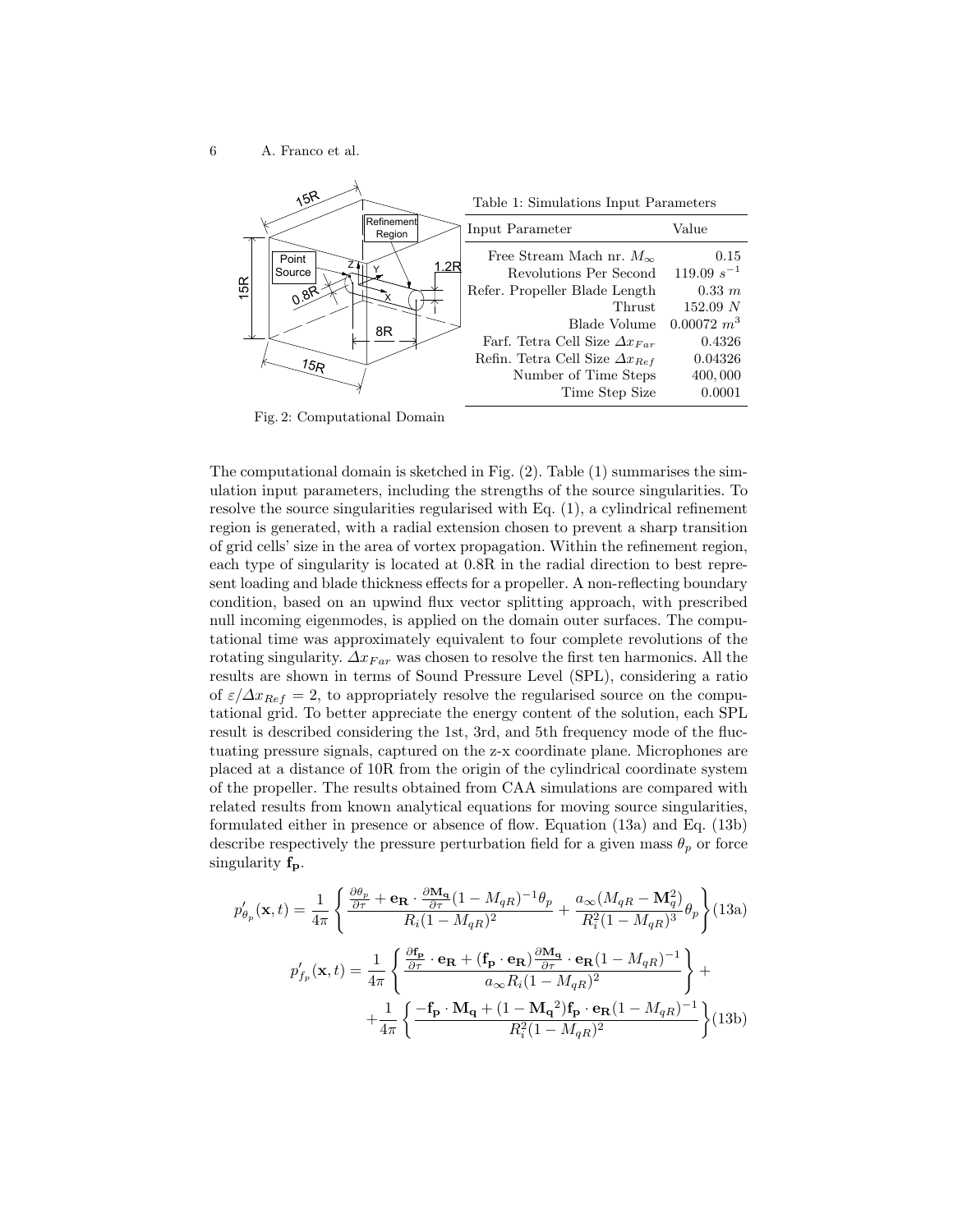Table 1: Simulations Input Parameters

| Input Parameter | Value |
| --- | --- |
| Free Stream Mach nr. $M_\infty$ | 0.15 |
| Revolutions Per Second | 119.09 $s^{-1}$ |
| Refer. Propeller Blade Length | 0.33 $m$ |
| Thrust | 152.09 $N$ |
| Blade Volume | 0.00072 $m^3$ |
| Farf. Tetra Cell Size $\Delta x_{Far}$ | 0.4326 |
| Refin. Tetra Cell Size $\Delta x_{Ref}$ | 0.04326 |
| Number of Time Steps | 400,000 |
| Time Step Size | 0.0001 |

Fig. 2: Computational Domain

The computational domain is sketched in Fig. (2). Table (1) summarises the simulation input parameters, including the strengths of the source singularities. To resolve the source singularities regularised with Eq. (1), a cylindrical refinement region is generated, with a radial extension chosen to prevent a sharp transition of grid cells' size in the area of vortex propagation. Within the refinement region, each type of singularity is located at 0.8R in the radial direction to best represent loading and blade thickness effects for a propeller. A non-reflecting boundary condition, based on an upwind flux vector splitting approach, with prescribed null incoming eigenmodes, is applied on the domain outer surfaces. The computational time was approximately equivalent to four complete revolutions of the rotating singularity. $\Delta x_{Far}$ was chosen to resolve the first ten harmonics. All the results are shown in terms of Sound Pressure Level (SPL), considering a ratio of $\varepsilon/\Delta x_{Ref} = 2$, to appropriately resolve the regularised source on the computational grid. To better appreciate the energy content of the solution, each SPL result is described considering the 1st, 3rd, and 5th frequency mode of the fluctuating pressure signals, captured on the z-x coordinate plane. Microphones are placed at a distance of 10R from the origin of the cylindrical coordinate system of the propeller. The results obtained from CAA simulations are compared with related results from known analytical equations for moving source singularities, formulated either in presence or absence of flow. Equation (13a) and Eq. (13b) describe respectively the pressure perturbation field for a given mass $\theta_p$ or force singularity $\mathbf{f_p}$.

$$p'_{\theta_p}(\mathbf{x},t) = \frac{1}{4\pi}\left\{ \frac{\frac{\partial \theta_p}{\partial \tau} + \mathbf{e_R}\cdot\frac{\partial \mathbf{M_q}}{\partial \tau}(1-M_{qR})^{-1}\theta_p}{R_i(1-M_{qR})^2} + \frac{a_\infty(M_{qR}-\mathbf{M}_q^2)}{R_i^2(1-M_{qR})^3}\theta_p \right\} \tag{13a}$$

$$p'_{f_p}(\mathbf{x},t) = \frac{1}{4\pi}\left\{ \frac{\frac{\partial \mathbf{f_p}}{\partial \tau}\cdot\mathbf{e_R} + (\mathbf{f_p}\cdot\mathbf{e_R})\frac{\partial \mathbf{M_q}}{\partial \tau}\cdot\mathbf{e_R}(1-M_{qR})^{-1}}{a_\infty R_i(1-M_{qR})^2} \right\} + \\ + \frac{1}{4\pi}\left\{ \frac{-\mathbf{f_p}\cdot\mathbf{M_q} + (1-\mathbf{M_q}^2)\mathbf{f_p}\cdot\mathbf{e_R}(1-M_{qR})^{-1}}{R_i^2(1-M_{qR})^2} \right\} \tag{13b}$$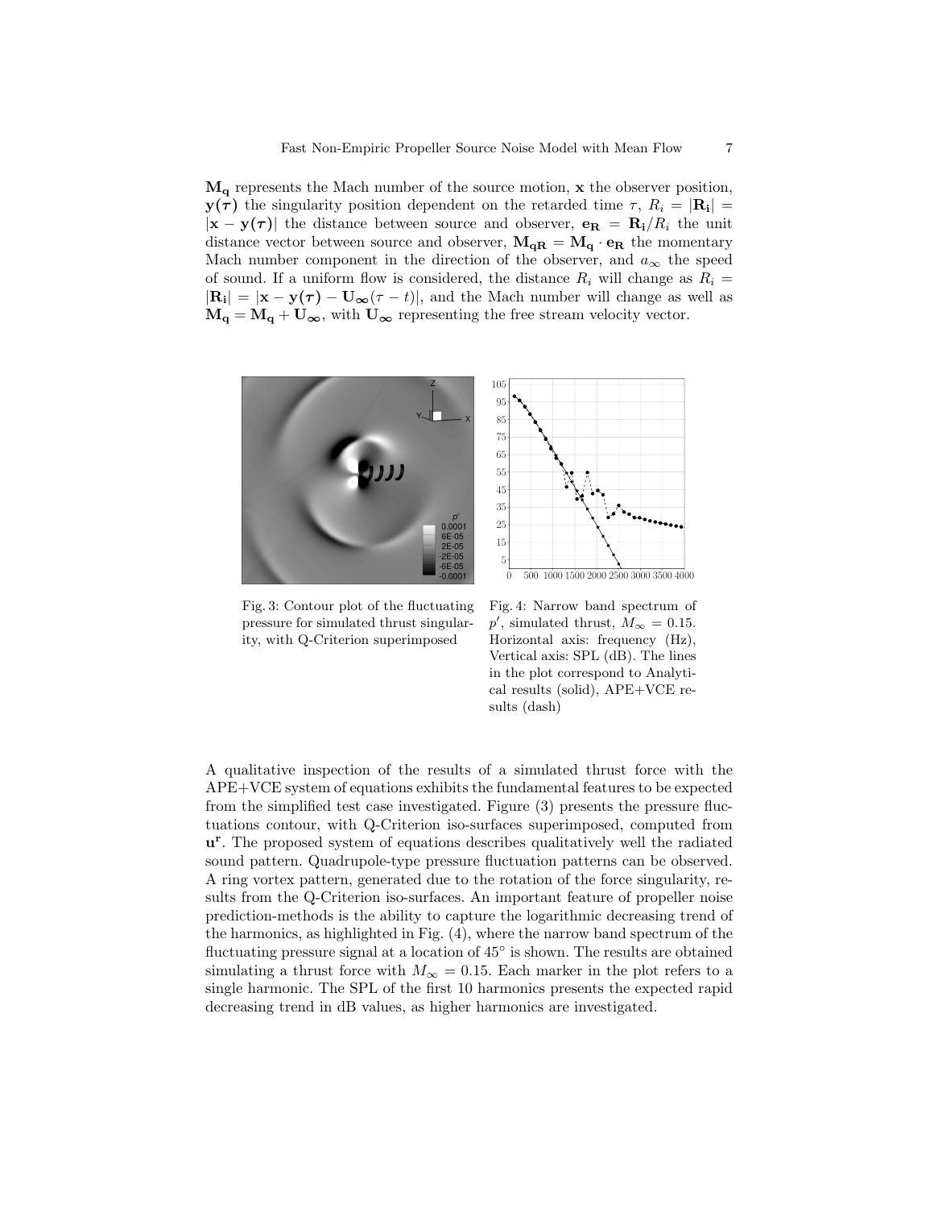$\mathbf{M_q}$ represents the Mach number of the source motion, $\mathbf{x}$ the observer position, $\mathbf{y(\tau)}$ the singularity position dependent on the retarded time $\tau$, $R_i = |\mathbf{R_i}| = |\mathbf{x} - \mathbf{y(\tau)}|$ the distance between source and observer, $\mathbf{e_R} = \mathbf{R_i}/R_i$ the unit distance vector between source and observer, $\mathbf{M_{qR}} = \mathbf{M_q} \cdot \mathbf{e_R}$ the momentary Mach number component in the direction of the observer, and $a_\infty$ the speed of sound. If a uniform flow is considered, the distance $R_i$ will change as $R_i = |\mathbf{R_i}| = |\mathbf{x} - \mathbf{y(\tau)} - \mathbf{U_\infty}(\tau - t)|$, and the Mach number will change as well as $\mathbf{M_q} = \mathbf{M_q} + \mathbf{U_\infty}$, with $\mathbf{U_\infty}$ representing the free stream velocity vector.

Fig. 3: Contour plot of the fluctuating pressure for simulated thrust singularity, with Q-Criterion superimposed

Fig. 4: Narrow band spectrum of $p'$, simulated thrust, $M_\infty = 0.15$. Horizontal axis: frequency (Hz), Vertical axis: SPL (dB). The lines in the plot correspond to Analytical results (solid), APE+VCE results (dash)

A qualitative inspection of the results of a simulated thrust force with the APE+VCE system of equations exhibits the fundamental features to be expected from the simplified test case investigated. Figure (3) presents the pressure fluctuations contour, with Q-Criterion iso-surfaces superimposed, computed from $\mathbf{u^r}$. The proposed system of equations describes qualitatively well the radiated sound pattern. Quadrupole-type pressure fluctuation patterns can be observed. A ring vortex pattern, generated due to the rotation of the force singularity, results from the Q-Criterion iso-surfaces. An important feature of propeller noise prediction-methods is the ability to capture the logarithmic decreasing trend of the harmonics, as highlighted in Fig. (4), where the narrow band spectrum of the fluctuating pressure signal at a location of 45° is shown. The results are obtained simulating a thrust force with $M_\infty = 0.15$. Each marker in the plot refers to a single harmonic. The SPL of the first 10 harmonics presents the expected rapid decreasing trend in dB values, as higher harmonics are investigated.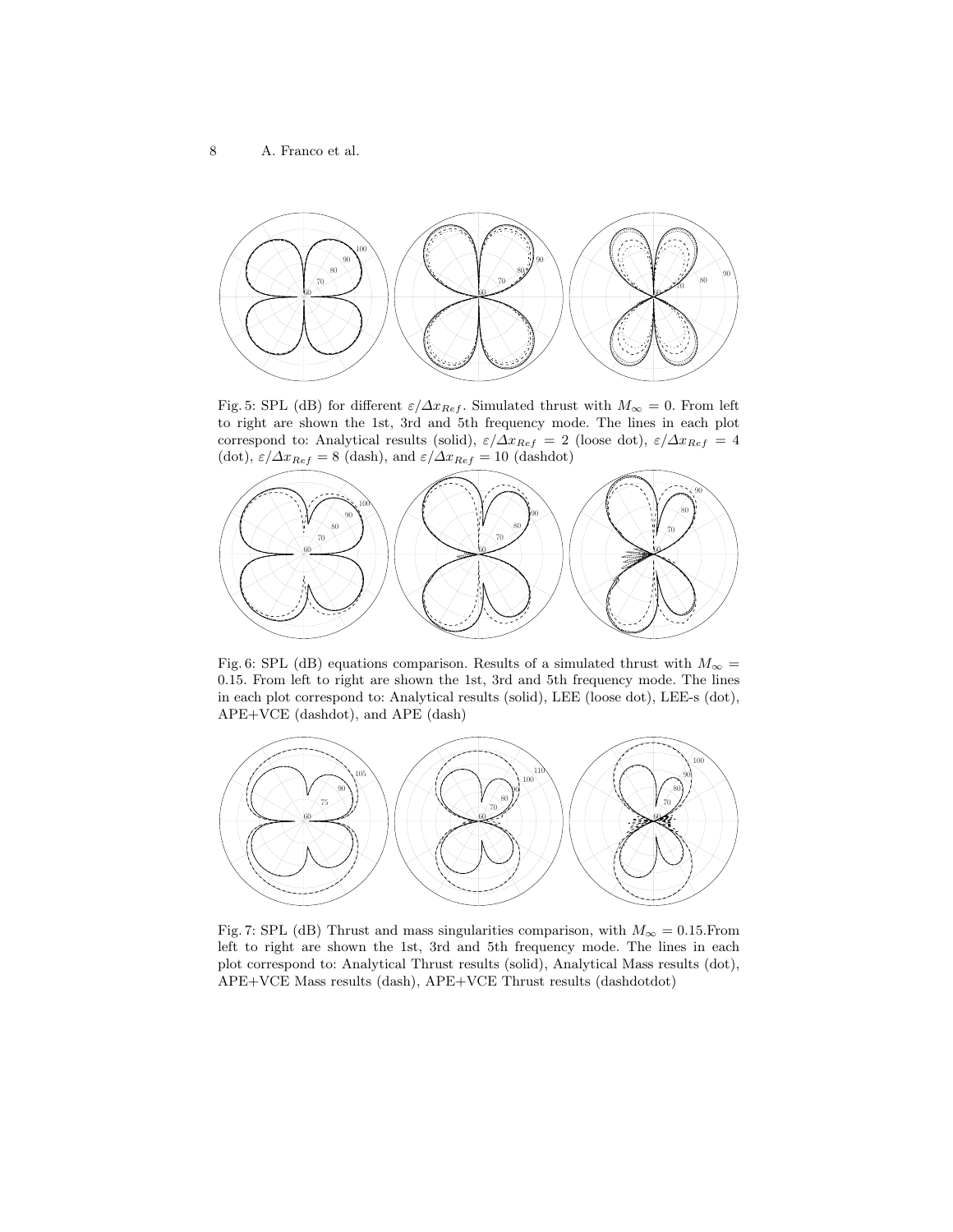Fig. 5: SPL (dB) for different $\varepsilon/\Delta x_{Ref}$. Simulated thrust with $M_\infty = 0$. From left to right are shown the 1st, 3rd and 5th frequency mode. The lines in each plot correspond to: Analytical results (solid), $\varepsilon/\Delta x_{Ref} = 2$ (loose dot), $\varepsilon/\Delta x_{Ref} = 4$ (dot), $\varepsilon/\Delta x_{Ref} = 8$ (dash), and $\varepsilon/\Delta x_{Ref} = 10$ (dashdot)

Fig. 6: SPL (dB) equations comparison. Results of a simulated thrust with $M_\infty = 0.15$. From left to right are shown the 1st, 3rd and 5th frequency mode. The lines in each plot correspond to: Analytical results (solid), LEE (loose dot), LEE-s (dot), APE+VCE (dashdot), and APE (dash)

Fig. 7: SPL (dB) Thrust and mass singularities comparison, with $M_\infty = 0.15$.From left to right are shown the 1st, 3rd and 5th frequency mode. The lines in each plot correspond to: Analytical Thrust results (solid), Analytical Mass results (dot), APE+VCE Mass results (dash), APE+VCE Thrust results (dashdotdot)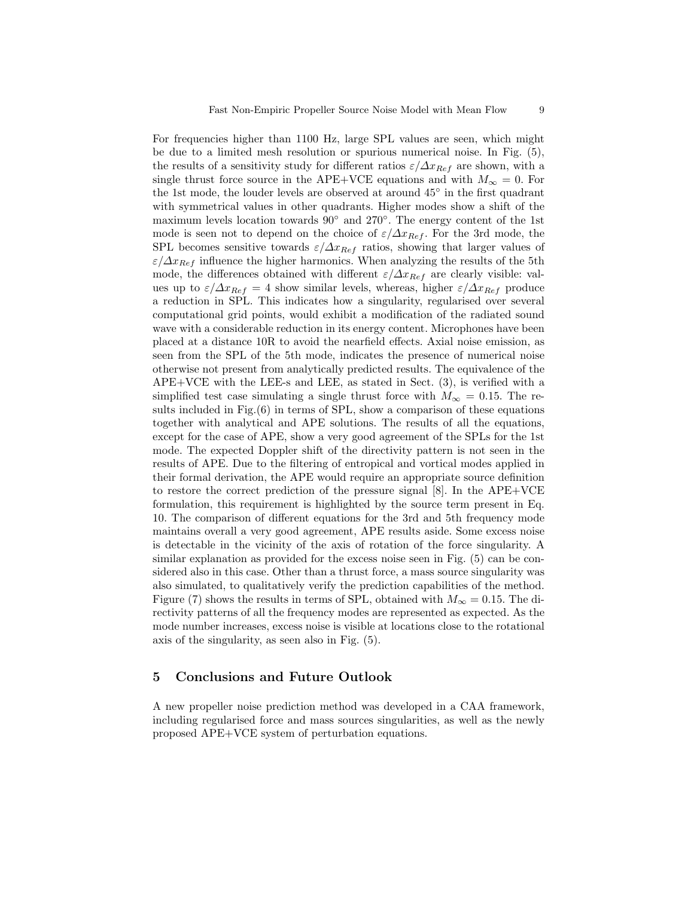For frequencies higher than 1100 Hz, large SPL values are seen, which might be due to a limited mesh resolution or spurious numerical noise. In Fig. (5), the results of a sensitivity study for different ratios $\varepsilon/\Delta x_{Ref}$ are shown, with a single thrust force source in the APE+VCE equations and with $M_\infty = 0$. For the 1st mode, the louder levels are observed at around 45° in the first quadrant with symmetrical values in other quadrants. Higher modes show a shift of the maximum levels location towards 90° and 270°. The energy content of the 1st mode is seen not to depend on the choice of $\varepsilon/\Delta x_{Ref}$. For the 3rd mode, the SPL becomes sensitive towards $\varepsilon/\Delta x_{Ref}$ ratios, showing that larger values of $\varepsilon/\Delta x_{Ref}$ influence the higher harmonics. When analyzing the results of the 5th mode, the differences obtained with different $\varepsilon/\Delta x_{Ref}$ are clearly visible: values up to $\varepsilon/\Delta x_{Ref} = 4$ show similar levels, whereas, higher $\varepsilon/\Delta x_{Ref}$ produce a reduction in SPL. This indicates how a singularity, regularised over several computational grid points, would exhibit a modification of the radiated sound wave with a considerable reduction in its energy content. Microphones have been placed at a distance 10R to avoid the nearfield effects. Axial noise emission, as seen from the SPL of the 5th mode, indicates the presence of numerical noise otherwise not present from analytically predicted results. The equivalence of the APE+VCE with the LEE-s and LEE, as stated in Sect. (3), is verified with a simplified test case simulating a single thrust force with $M_\infty = 0.15$. The results included in Fig.(6) in terms of SPL, show a comparison of these equations together with analytical and APE solutions. The results of all the equations, except for the case of APE, show a very good agreement of the SPLs for the 1st mode. The expected Doppler shift of the directivity pattern is not seen in the results of APE. Due to the filtering of entropical and vortical modes applied in their formal derivation, the APE would require an appropriate source definition to restore the correct prediction of the pressure signal [8]. In the APE+VCE formulation, this requirement is highlighted by the source term present in Eq. 10. The comparison of different equations for the 3rd and 5th frequency mode maintains overall a very good agreement, APE results aside. Some excess noise is detectable in the vicinity of the axis of rotation of the force singularity. A similar explanation as provided for the excess noise seen in Fig. (5) can be considered also in this case. Other than a thrust force, a mass source singularity was also simulated, to qualitatively verify the prediction capabilities of the method. Figure (7) shows the results in terms of SPL, obtained with $M_\infty = 0.15$. The directivity patterns of all the frequency modes are represented as expected. As the mode number increases, excess noise is visible at locations close to the rotational axis of the singularity, as seen also in Fig. (5).

## 5 Conclusions and Future Outlook

A new propeller noise prediction method was developed in a CAA framework, including regularised force and mass sources singularities, as well as the newly proposed APE+VCE system of perturbation equations.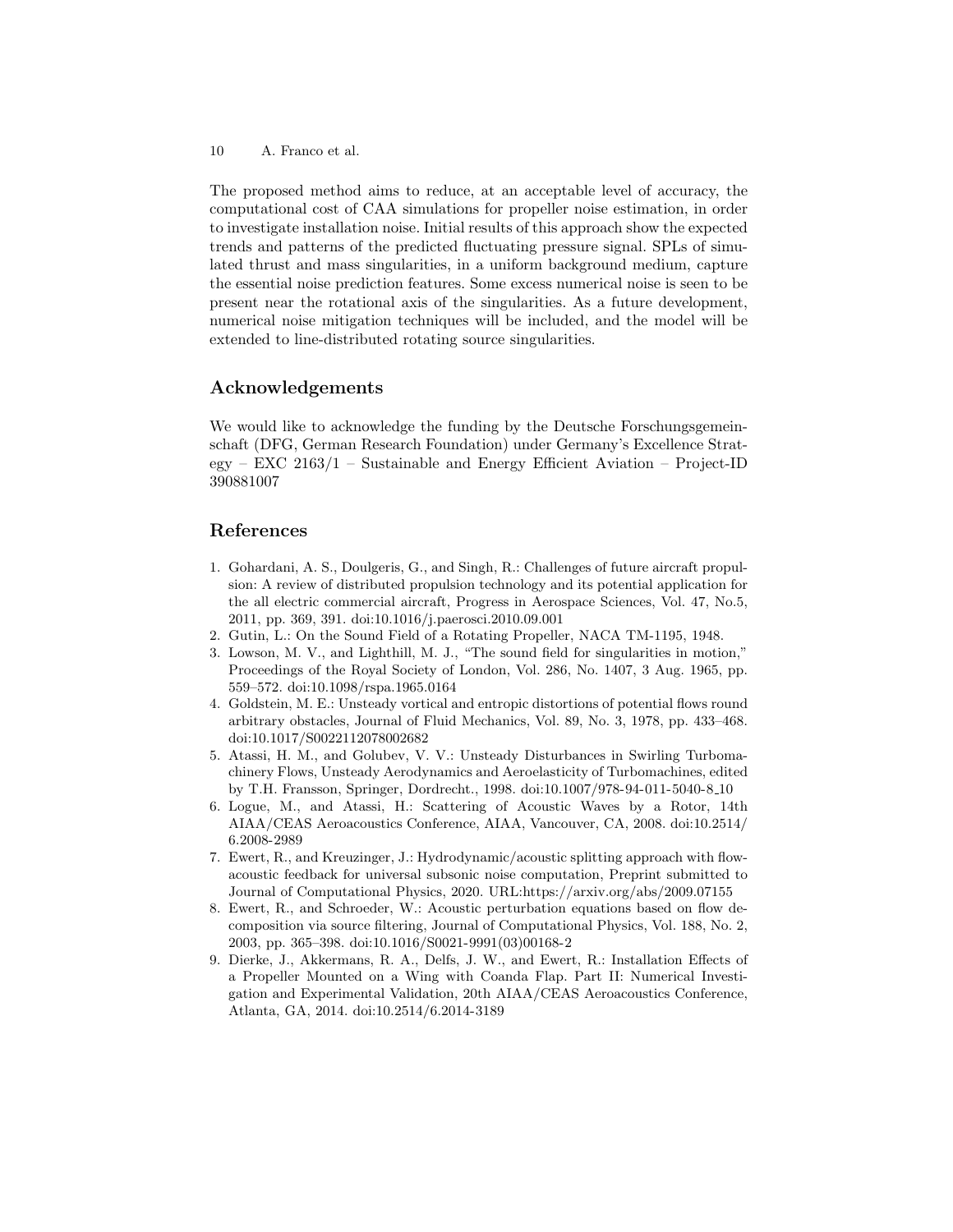The proposed method aims to reduce, at an acceptable level of accuracy, the computational cost of CAA simulations for propeller noise estimation, in order to investigate installation noise. Initial results of this approach show the expected trends and patterns of the predicted fluctuating pressure signal. SPLs of simulated thrust and mass singularities, in a uniform background medium, capture the essential noise prediction features. Some excess numerical noise is seen to be present near the rotational axis of the singularities. As a future development, numerical noise mitigation techniques will be included, and the model will be extended to line-distributed rotating source singularities.

## Acknowledgements

We would like to acknowledge the funding by the Deutsche Forschungsgemeinschaft (DFG, German Research Foundation) under Germany's Excellence Strategy – EXC 2163/1 – Sustainable and Energy Efficient Aviation – Project-ID 390881007

## References

1. Gohardani, A. S., Doulgeris, G., and Singh, R.: Challenges of future aircraft propulsion: A review of distributed propulsion technology and its potential application for the all electric commercial aircraft, Progress in Aerospace Sciences, Vol. 47, No.5, 2011, pp. 369, 391. doi:10.1016/j.paerosci.2010.09.001
2. Gutin, L.: On the Sound Field of a Rotating Propeller, NACA TM-1195, 1948.
3. Lowson, M. V., and Lighthill, M. J., "The sound field for singularities in motion," Proceedings of the Royal Society of London, Vol. 286, No. 1407, 3 Aug. 1965, pp. 559–572. doi:10.1098/rspa.1965.0164
4. Goldstein, M. E.: Unsteady vortical and entropic distortions of potential flows round arbitrary obstacles, Journal of Fluid Mechanics, Vol. 89, No. 3, 1978, pp. 433–468. doi:10.1017/S0022112078002682
5. Atassi, H. M., and Golubev, V. V.: Unsteady Disturbances in Swirling Turbomachinery Flows, Unsteady Aerodynamics and Aeroelasticity of Turbomachines, edited by T.H. Fransson, Springer, Dordrecht., 1998. doi:10.1007/978-94-011-5040-8_10
6. Logue, M., and Atassi, H.: Scattering of Acoustic Waves by a Rotor, 14th AIAA/CEAS Aeroacoustics Conference, AIAA, Vancouver, CA, 2008. doi:10.2514/6.2008-2989
7. Ewert, R., and Kreuzinger, J.: Hydrodynamic/acoustic splitting approach with flow-acoustic feedback for universal subsonic noise computation, Preprint submitted to Journal of Computational Physics, 2020. URL:https://arxiv.org/abs/2009.07155
8. Ewert, R., and Schroeder, W.: Acoustic perturbation equations based on flow decomposition via source filtering, Journal of Computational Physics, Vol. 188, No. 2, 2003, pp. 365–398. doi:10.1016/S0021-9991(03)00168-2
9. Dierke, J., Akkermans, R. A., Delfs, J. W., and Ewert, R.: Installation Effects of a Propeller Mounted on a Wing with Coanda Flap. Part II: Numerical Investigation and Experimental Validation, 20th AIAA/CEAS Aeroacoustics Conference, Atlanta, GA, 2014. doi:10.2514/6.2014-3189